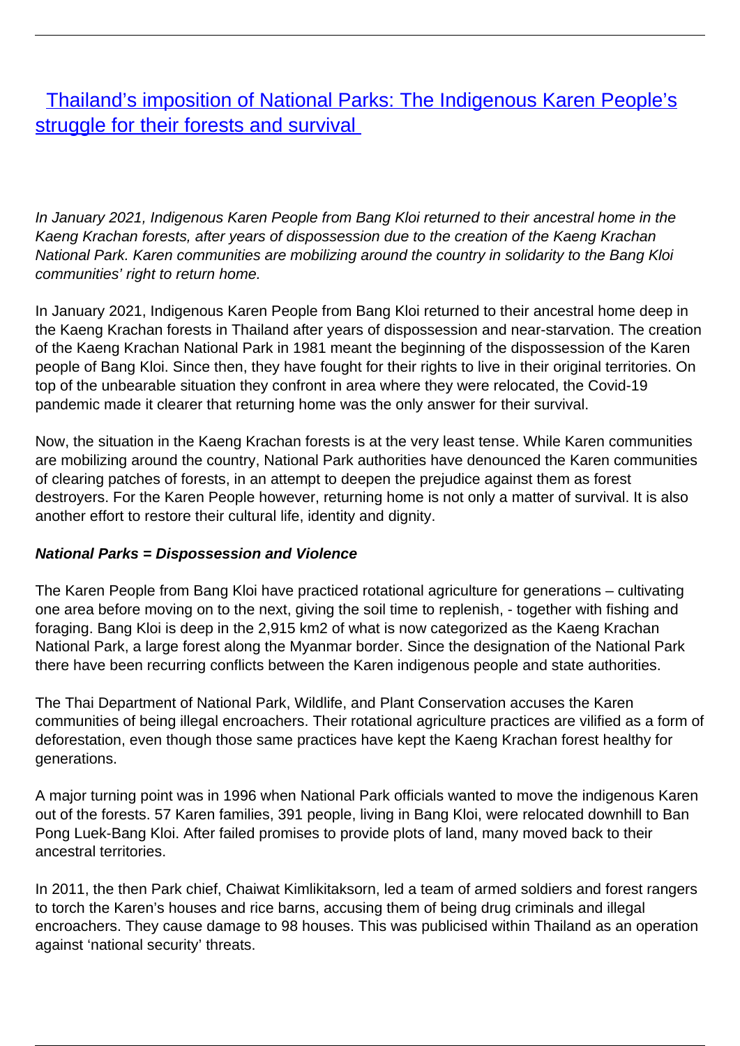# [Thailand's imposition of National Parks: The Indigenous Karen People's struggle for their forests and survival]()

*In January 2021, Indigenous Karen People from Bang Kloi returned to their ancestral home in the Kaeng Krachan forests, after years of dispossession due to the creation of the Kaeng Krachan National Park. Karen communities are mobilizing around the country in solidarity to the Bang Kloi communities' right to return home.*

In January 2021, Indigenous Karen People from Bang Kloi returned to their ancestral home deep in the Kaeng Krachan forests in Thailand after years of dispossession and near-starvation. The creation of the Kaeng Krachan National Park in 1981 meant the beginning of the dispossession of the Karen people of Bang Kloi. Since then, they have fought for their rights to live in their original territories. On top of the unbearable situation they confront in area where they were relocated, the Covid-19 pandemic made it clearer that returning home was the only answer for their survival.

Now, the situation in the Kaeng Krachan forests is at the very least tense. While Karen communities are mobilizing around the country, National Park authorities have denounced the Karen communities of clearing patches of forests, in an attempt to deepen the prejudice against them as forest destroyers. For the Karen People however, returning home is not only a matter of survival. It is also another effort to restore their cultural life, identity and dignity.

***National Parks = Dispossession and Violence***

The Karen People from Bang Kloi have practiced rotational agriculture for generations – cultivating one area before moving on to the next, giving the soil time to replenish, - together with fishing and foraging. Bang Kloi is deep in the 2,915 km2 of what is now categorized as the Kaeng Krachan National Park, a large forest along the Myanmar border. Since the designation of the National Park there have been recurring conflicts between the Karen indigenous people and state authorities.

The Thai Department of National Park, Wildlife, and Plant Conservation accuses the Karen communities of being illegal encroachers. Their rotational agriculture practices are vilified as a form of deforestation, even though those same practices have kept the Kaeng Krachan forest healthy for generations.

A major turning point was in 1996 when National Park officials wanted to move the indigenous Karen out of the forests. 57 Karen families, 391 people, living in Bang Kloi, were relocated downhill to Ban Pong Luek-Bang Kloi. After failed promises to provide plots of land, many moved back to their ancestral territories.

In 2011, the then Park chief, Chaiwat Kimlikitaksorn, led a team of armed soldiers and forest rangers to torch the Karen's houses and rice barns, accusing them of being drug criminals and illegal encroachers. They cause damage to 98 houses. This was publicised within Thailand as an operation against 'national security' threats.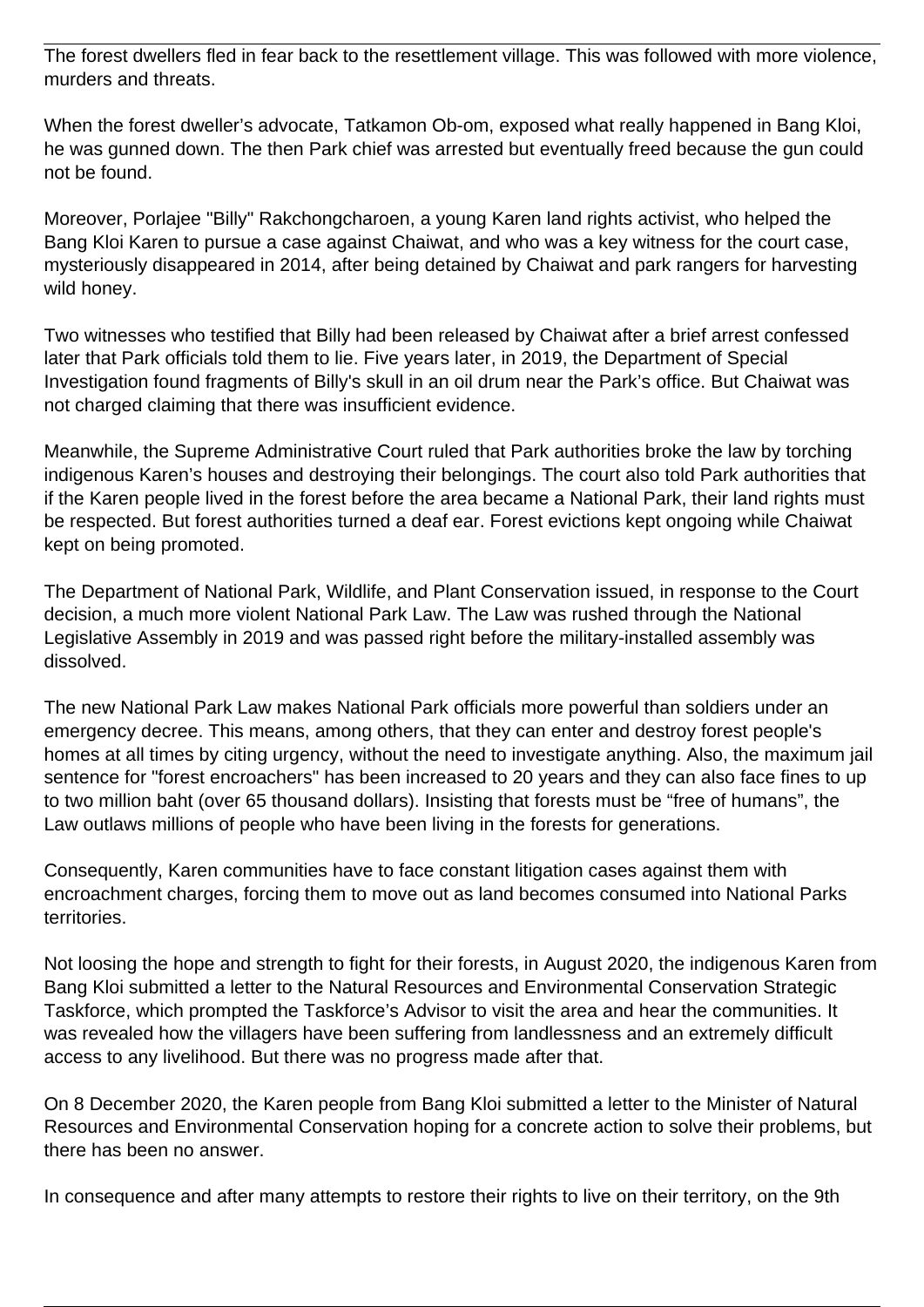The forest dwellers fled in fear back to the resettlement village. This was followed with more violence, murders and threats.

When the forest dweller's advocate, Tatkamon Ob-om, exposed what really happened in Bang Kloi, he was gunned down. The then Park chief was arrested but eventually freed because the gun could not be found.

Moreover, Porlajee "Billy" Rakchongcharoen, a young Karen land rights activist, who helped the Bang Kloi Karen to pursue a case against Chaiwat, and who was a key witness for the court case, mysteriously disappeared in 2014, after being detained by Chaiwat and park rangers for harvesting wild honey.

Two witnesses who testified that Billy had been released by Chaiwat after a brief arrest confessed later that Park officials told them to lie. Five years later, in 2019, the Department of Special Investigation found fragments of Billy's skull in an oil drum near the Park's office. But Chaiwat was not charged claiming that there was insufficient evidence.

Meanwhile, the Supreme Administrative Court ruled that Park authorities broke the law by torching indigenous Karen's houses and destroying their belongings. The court also told Park authorities that if the Karen people lived in the forest before the area became a National Park, their land rights must be respected. But forest authorities turned a deaf ear. Forest evictions kept ongoing while Chaiwat kept on being promoted.

The Department of National Park, Wildlife, and Plant Conservation issued, in response to the Court decision, a much more violent National Park Law. The Law was rushed through the National Legislative Assembly in 2019 and was passed right before the military-installed assembly was dissolved.

The new National Park Law makes National Park officials more powerful than soldiers under an emergency decree. This means, among others, that they can enter and destroy forest people's homes at all times by citing urgency, without the need to investigate anything. Also, the maximum jail sentence for "forest encroachers" has been increased to 20 years and they can also face fines to up to two million baht (over 65 thousand dollars). Insisting that forests must be "free of humans", the Law outlaws millions of people who have been living in the forests for generations.

Consequently, Karen communities have to face constant litigation cases against them with encroachment charges, forcing them to move out as land becomes consumed into National Parks territories.

Not loosing the hope and strength to fight for their forests, in August 2020, the indigenous Karen from Bang Kloi submitted a letter to the Natural Resources and Environmental Conservation Strategic Taskforce, which prompted the Taskforce's Advisor to visit the area and hear the communities. It was revealed how the villagers have been suffering from landlessness and an extremely difficult access to any livelihood. But there was no progress made after that.

On 8 December 2020, the Karen people from Bang Kloi submitted a letter to the Minister of Natural Resources and Environmental Conservation hoping for a concrete action to solve their problems, but there has been no answer.

In consequence and after many attempts to restore their rights to live on their territory, on the 9th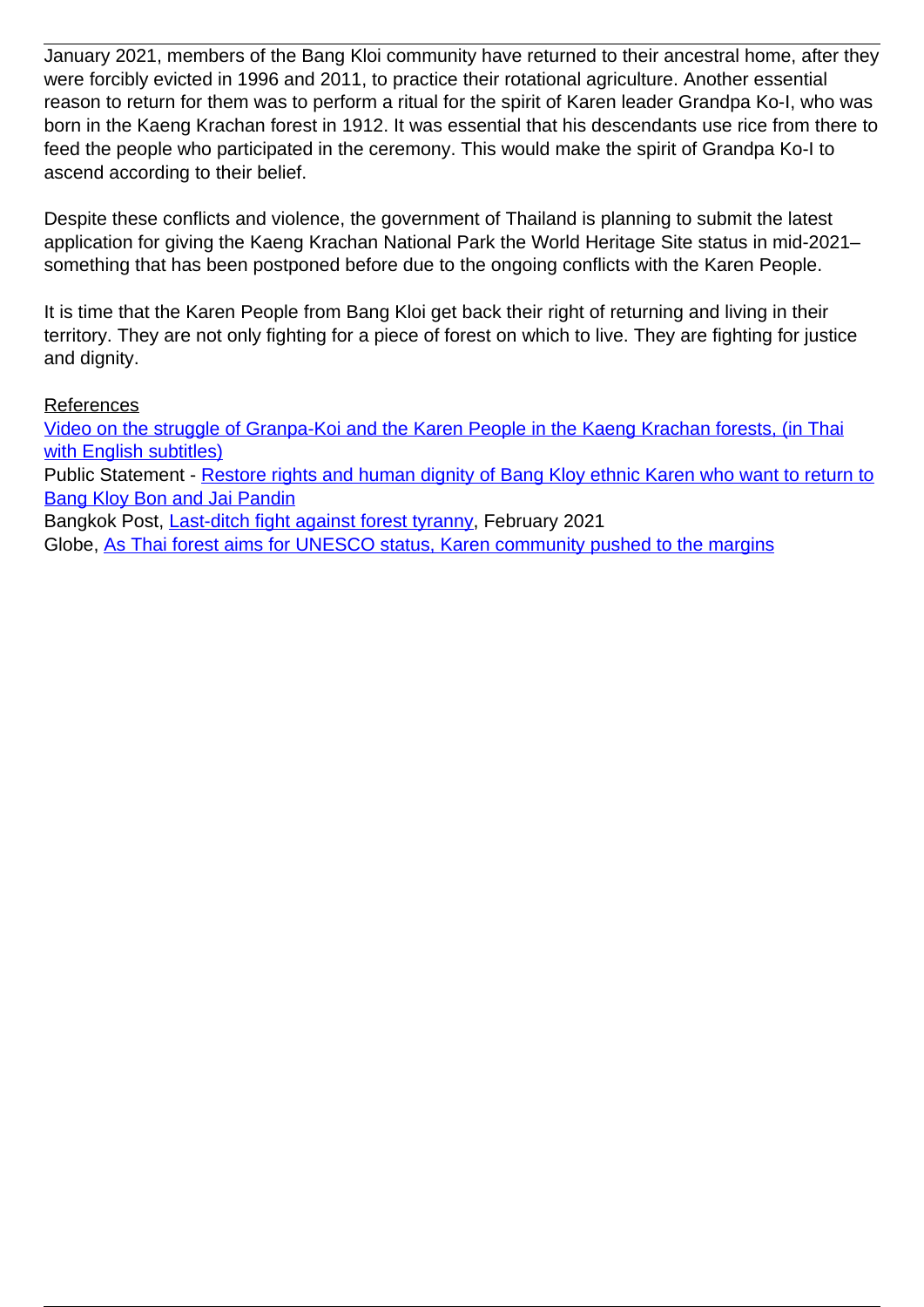January 2021, members of the Bang Kloi community have returned to their ancestral home, after they were forcibly evicted in 1996 and 2011, to practice their rotational agriculture. Another essential reason to return for them was to perform a ritual for the spirit of Karen leader Grandpa Ko-I, who was born in the Kaeng Krachan forest in 1912. It was essential that his descendants use rice from there to feed the people who participated in the ceremony. This would make the spirit of Grandpa Ko-I to ascend according to their belief.

Despite these conflicts and violence, the government of Thailand is planning to submit the latest application for giving the Kaeng Krachan National Park the World Heritage Site status in mid-2021– something that has been postponed before due to the ongoing conflicts with the Karen People.

It is time that the Karen People from Bang Kloi get back their right of returning and living in their territory. They are not only fighting for a piece of forest on which to live. They are fighting for justice and dignity.

References

Video on the struggle of Granpa-Koi and the Karen People in the Kaeng Krachan forests, (in Thai with English subtitles)

Public Statement - Restore rights and human dignity of Bang Kloy ethnic Karen who want to return to Bang Kloy Bon and Jai Pandin

Bangkok Post, Last-ditch fight against forest tyranny, February 2021

Globe, As Thai forest aims for UNESCO status, Karen community pushed to the margins